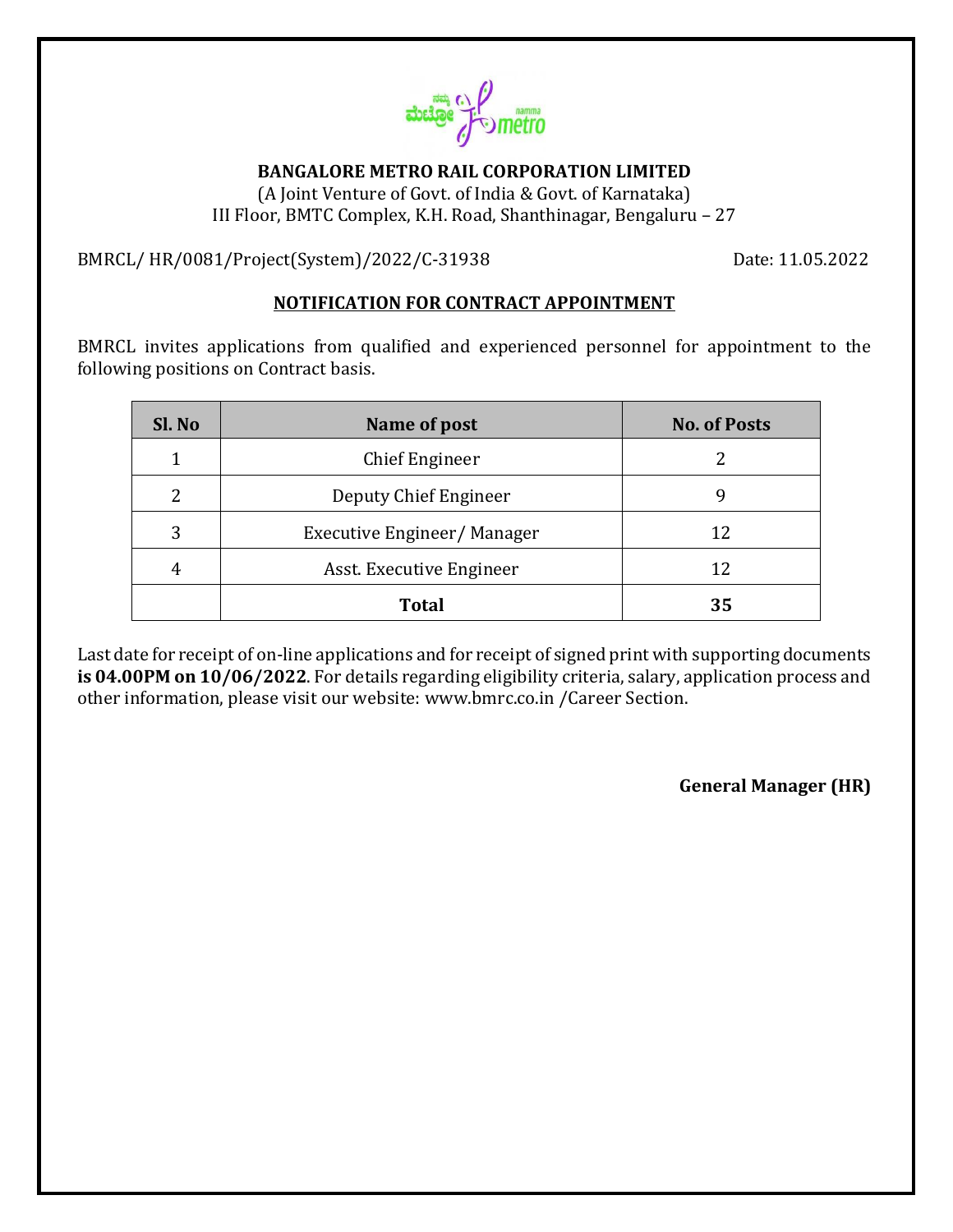**BANGALORE METRO RAIL CORPORATION LIMITED**

(A Joint Venture of Govt. of India & Govt. of Karnataka)
III Floor, BMTC Complex, K.H. Road, Shanthinagar, Bengaluru – 27

BMRCL/ HR/0081/Project(System)/2022/C-31938 Date: 11.05.2022

## NOTIFICATION FOR CONTRACT APPOINTMENT

BMRCL invites applications from qualified and experienced personnel for appointment to the following positions on Contract basis.

| Sl. No | Name of post | No. of Posts |
|---|---|---|
| 1 | Chief Engineer | 2 |
| 2 | Deputy Chief Engineer | 9 |
| 3 | Executive Engineer/ Manager | 12 |
| 4 | Asst. Executive Engineer | 12 |
| | **Total** | **35** |

Last date for receipt of on-line applications and for receipt of signed print with supporting documents **is 04.00PM on 10/06/2022**. For details regarding eligibility criteria, salary, application process and other information, please visit our website: www.bmrc.co.in /Career Section.

**General Manager (HR)**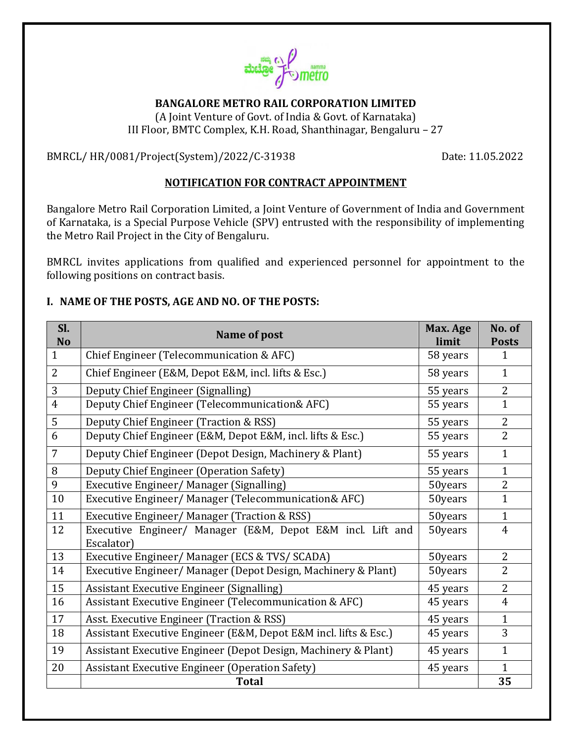**BANGALORE METRO RAIL CORPORATION LIMITED**

(A Joint Venture of Govt. of India & Govt. of Karnataka)

III Floor, BMTC Complex, K.H. Road, Shanthinagar, Bengaluru – 27

BMRCL/ HR/0081/Project(System)/2022/C-31938 Date: 11.05.2022

## NOTIFICATION FOR CONTRACT APPOINTMENT

Bangalore Metro Rail Corporation Limited, a Joint Venture of Government of India and Government of Karnataka, is a Special Purpose Vehicle (SPV) entrusted with the responsibility of implementing the Metro Rail Project in the City of Bengaluru.

BMRCL invites applications from qualified and experienced personnel for appointment to the following positions on contract basis.

### I. NAME OF THE POSTS, AGE AND NO. OF THE POSTS:

| Sl. No | Name of post | Max. Age limit | No. of Posts |
|---|---|---|---|
| 1 | Chief Engineer (Telecommunication & AFC) | 58 years | 1 |
| 2 | Chief Engineer (E&M, Depot E&M, incl. lifts & Esc.) | 58 years | 1 |
| 3 | Deputy Chief Engineer (Signalling) | 55 years | 2 |
| 4 | Deputy Chief Engineer (Telecommunication& AFC) | 55 years | 1 |
| 5 | Deputy Chief Engineer (Traction & RSS) | 55 years | 2 |
| 6 | Deputy Chief Engineer (E&M, Depot E&M, incl. lifts & Esc.) | 55 years | 2 |
| 7 | Deputy Chief Engineer (Depot Design, Machinery & Plant) | 55 years | 1 |
| 8 | Deputy Chief Engineer (Operation Safety) | 55 years | 1 |
| 9 | Executive Engineer/ Manager (Signalling) | 50years | 2 |
| 10 | Executive Engineer/ Manager (Telecommunication& AFC) | 50years | 1 |
| 11 | Executive Engineer/ Manager (Traction & RSS) | 50years | 1 |
| 12 | Executive Engineer/ Manager (E&M, Depot E&M incl. Lift and Escalator) | 50years | 4 |
| 13 | Executive Engineer/ Manager (ECS & TVS/ SCADA) | 50years | 2 |
| 14 | Executive Engineer/ Manager (Depot Design, Machinery & Plant) | 50years | 2 |
| 15 | Assistant Executive Engineer (Signalling) | 45 years | 2 |
| 16 | Assistant Executive Engineer (Telecommunication & AFC) | 45 years | 4 |
| 17 | Asst. Executive Engineer (Traction & RSS) | 45 years | 1 |
| 18 | Assistant Executive Engineer (E&M, Depot E&M incl. lifts & Esc.) | 45 years | 3 |
| 19 | Assistant Executive Engineer (Depot Design, Machinery & Plant) | 45 years | 1 |
| 20 | Assistant Executive Engineer (Operation Safety) | 45 years | 1 |
| | **Total** | | **35** |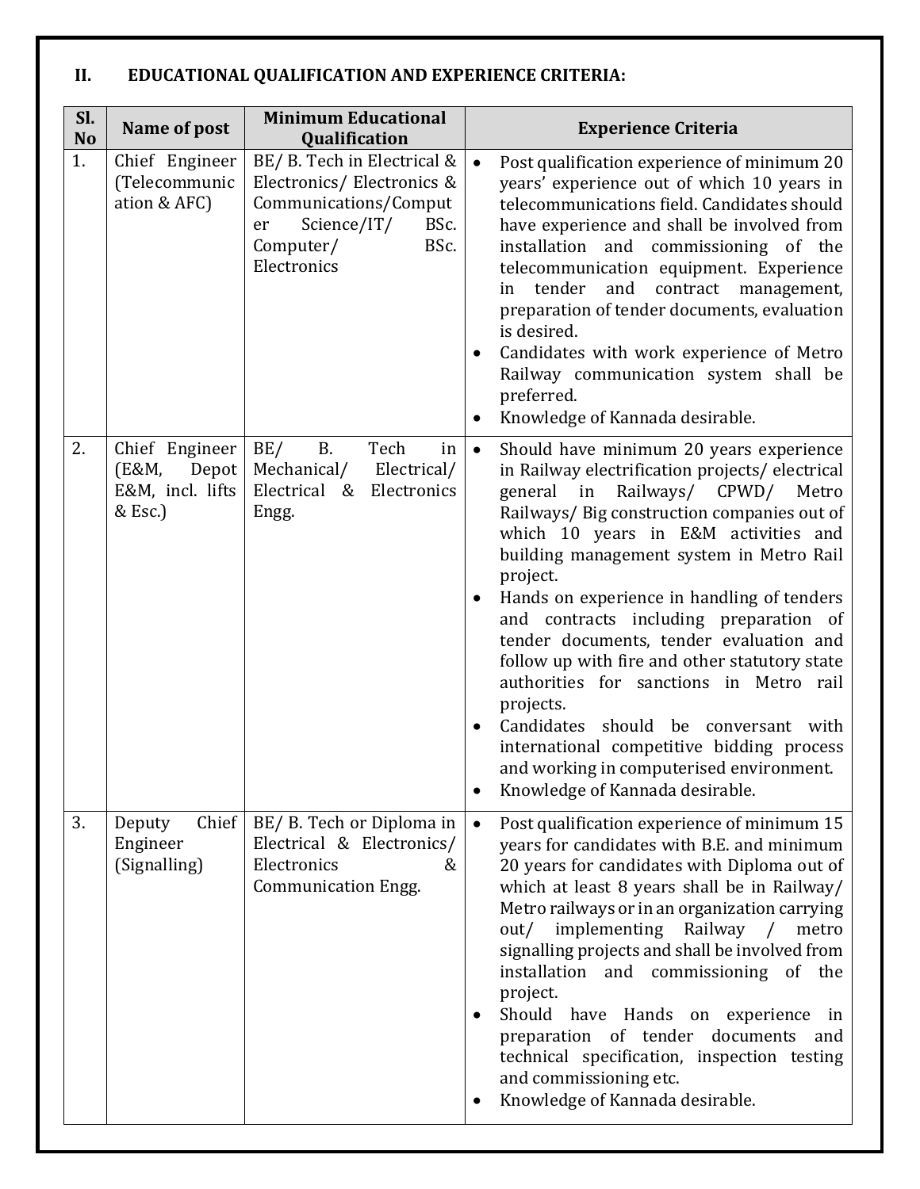## II. EDUCATIONAL QUALIFICATION AND EXPERIENCE CRITERIA:

| Sl. No | Name of post | Minimum Educational Qualification | Experience Criteria |
|---|---|---|---|
| 1. | Chief Engineer (Telecommunication & AFC) | BE/ B. Tech in Electrical & Electronics/ Electronics & Communications/Computer Science/IT/ BSc. Computer/ BSc. Electronics | • Post qualification experience of minimum 20 years' experience out of which 10 years in telecommunications field. Candidates should have experience and shall be involved from installation and commissioning of the telecommunication equipment. Experience in tender and contract management, preparation of tender documents, evaluation is desired.<br>• Candidates with work experience of Metro Railway communication system shall be preferred.<br>• Knowledge of Kannada desirable. |
| 2. | Chief Engineer (E&M, Depot E&M, incl. lifts & Esc.) | BE/ B. Tech in Mechanical/ Electrical/ Electrical & Electronics Engg. | • Should have minimum 20 years experience in Railway electrification projects/ electrical general in Railways/ CPWD/ Metro Railways/ Big construction companies out of which 10 years in E&M activities and building management system in Metro Rail project.<br>• Hands on experience in handling of tenders and contracts including preparation of tender documents, tender evaluation and follow up with fire and other statutory state authorities for sanctions in Metro rail projects.<br>• Candidates should be conversant with international competitive bidding process and working in computerised environment.<br>• Knowledge of Kannada desirable. |
| 3. | Deputy Chief Engineer (Signalling) | BE/ B. Tech or Diploma in Electrical & Electronics/ Electronics & Communication Engg. | • Post qualification experience of minimum 15 years for candidates with B.E. and minimum 20 years for candidates with Diploma out of which at least 8 years shall be in Railway/ Metro railways or in an organization carrying out/ implementing Railway / metro signalling projects and shall be involved from installation and commissioning of the project.<br>• Should have Hands on experience in preparation of tender documents and technical specification, inspection testing and commissioning etc.<br>• Knowledge of Kannada desirable. |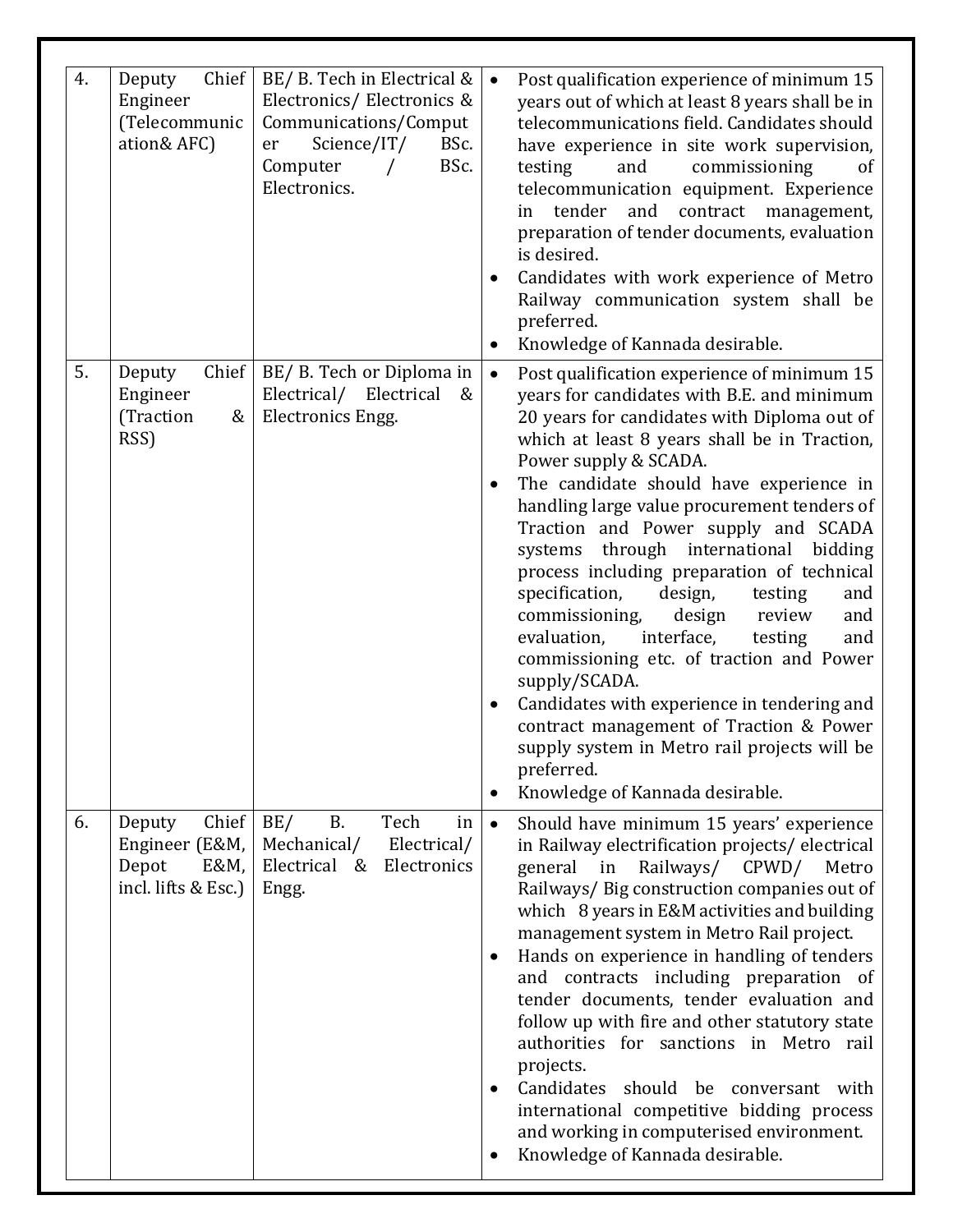| 4. | Deputy Chief Engineer (Telecommunication& AFC) | BE/ B. Tech in Electrical & Electronics/ Electronics & Communications/Computer Science/IT/ BSc. Computer / BSc. Electronics. | • Post qualification experience of minimum 15 years out of which at least 8 years shall be in telecommunications field. Candidates should have experience in site work supervision, testing and commissioning of telecommunication equipment. Experience in tender and contract management, preparation of tender documents, evaluation is desired.<br>• Candidates with work experience of Metro Railway communication system shall be preferred.<br>• Knowledge of Kannada desirable. |
|---|---|---|---|
| 5. | Deputy Chief Engineer (Traction & RSS) | BE/ B. Tech or Diploma in Electrical/ Electrical & Electronics Engg. | • Post qualification experience of minimum 15 years for candidates with B.E. and minimum 20 years for candidates with Diploma out of which at least 8 years shall be in Traction, Power supply & SCADA.<br>• The candidate should have experience in handling large value procurement tenders of Traction and Power supply and SCADA systems through international bidding process including preparation of technical specification, design, testing and commissioning, design review and evaluation, interface, testing and commissioning etc. of traction and Power supply/SCADA.<br>• Candidates with experience in tendering and contract management of Traction & Power supply system in Metro rail projects will be preferred.<br>• Knowledge of Kannada desirable. |
| 6. | Deputy Chief Engineer (E&M, Depot E&M, incl. lifts & Esc.) | BE/ B. Tech in Mechanical/ Electrical/ Electrical & Electronics Engg. | • Should have minimum 15 years' experience in Railway electrification projects/ electrical general in Railways/ CPWD/ Metro Railways/ Big construction companies out of which 8 years in E&M activities and building management system in Metro Rail project.<br>• Hands on experience in handling of tenders and contracts including preparation of tender documents, tender evaluation and follow up with fire and other statutory state authorities for sanctions in Metro rail projects.<br>• Candidates should be conversant with international competitive bidding process and working in computerised environment.<br>• Knowledge of Kannada desirable. |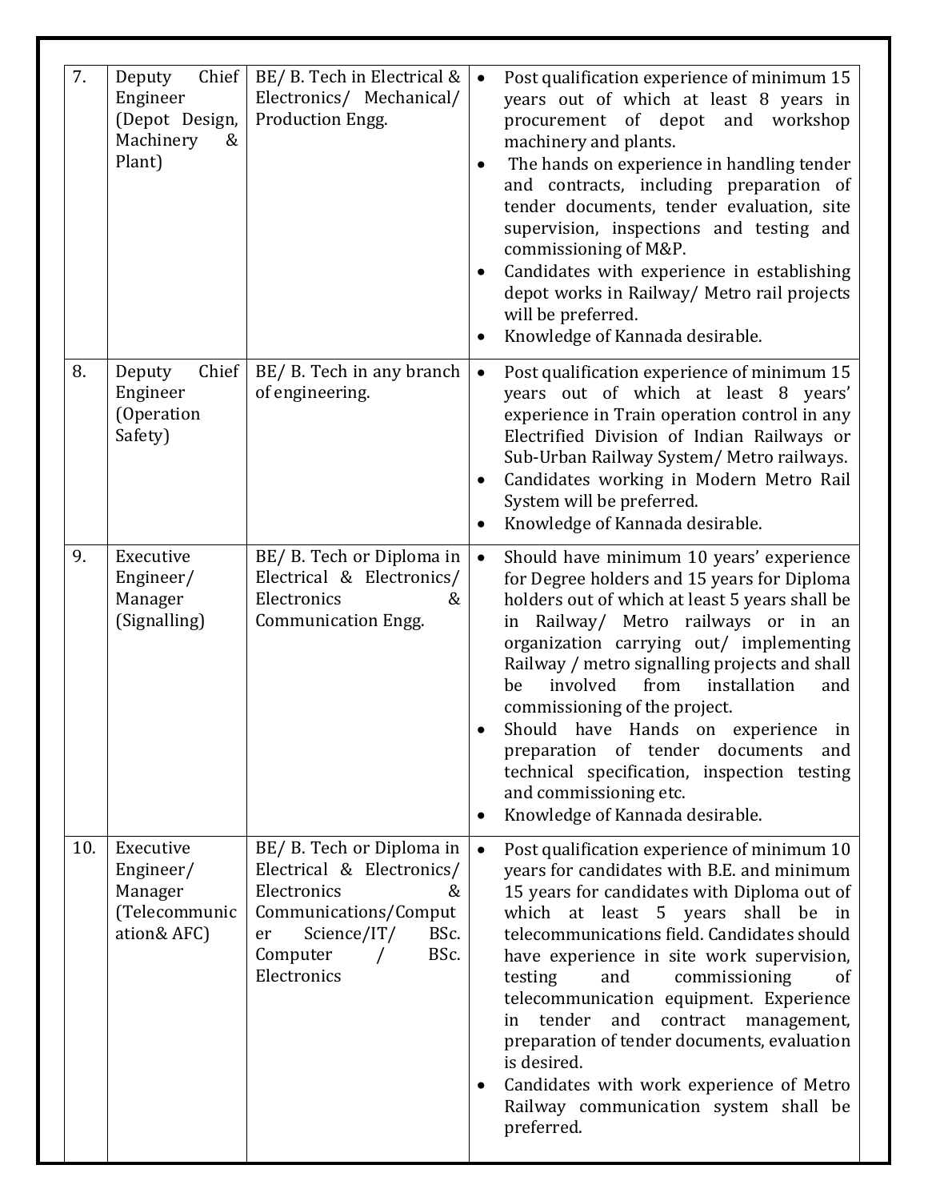| 7. | Deputy Chief Engineer (Depot Design, Machinery & Plant) | BE/ B. Tech in Electrical & Electronics/ Mechanical/ Production Engg. | • Post qualification experience of minimum 15 years out of which at least 8 years in procurement of depot and workshop machinery and plants.<br>• The hands on experience in handling tender and contracts, including preparation of tender documents, tender evaluation, site supervision, inspections and testing and commissioning of M&P.<br>• Candidates with experience in establishing depot works in Railway/ Metro rail projects will be preferred.<br>• Knowledge of Kannada desirable. |
|---|---|---|---|
| 8. | Deputy Chief Engineer (Operation Safety) | BE/ B. Tech in any branch of engineering. | • Post qualification experience of minimum 15 years out of which at least 8 years' experience in Train operation control in any Electrified Division of Indian Railways or Sub-Urban Railway System/ Metro railways.<br>• Candidates working in Modern Metro Rail System will be preferred.<br>• Knowledge of Kannada desirable. |
| 9. | Executive Engineer/ Manager (Signalling) | BE/ B. Tech or Diploma in Electrical & Electronics/ Electronics & Communication Engg. | • Should have minimum 10 years' experience for Degree holders and 15 years for Diploma holders out of which at least 5 years shall be in Railway/ Metro railways or in an organization carrying out/ implementing Railway / metro signalling projects and shall be involved from installation and commissioning of the project.<br>• Should have Hands on experience in preparation of tender documents and technical specification, inspection testing and commissioning etc.<br>• Knowledge of Kannada desirable. |
| 10. | Executive Engineer/ Manager (Telecommunication& AFC) | BE/ B. Tech or Diploma in Electrical & Electronics/ Electronics & Communications/Computer Science/IT/ BSc. Computer / BSc. Electronics | • Post qualification experience of minimum 10 years for candidates with B.E. and minimum 15 years for candidates with Diploma out of which at least 5 years shall be in telecommunications field. Candidates should have experience in site work supervision, testing and commissioning of telecommunication equipment. Experience in tender and contract management, preparation of tender documents, evaluation is desired.<br>• Candidates with work experience of Metro Railway communication system shall be preferred. |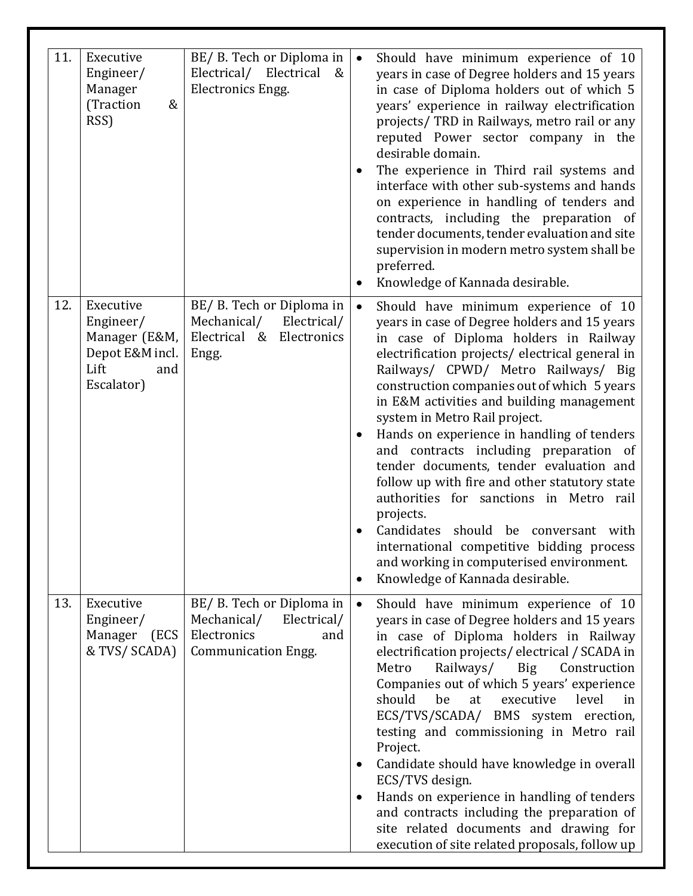| 11. | Executive Engineer/ Manager (Traction & RSS) | BE/ B. Tech or Diploma in Electrical/ Electrical & Electronics Engg. | • Should have minimum experience of 10 years in case of Degree holders and 15 years in case of Diploma holders out of which 5 years' experience in railway electrification projects/ TRD in Railways, metro rail or any reputed Power sector company in the desirable domain.<br>• The experience in Third rail systems and interface with other sub-systems and hands on experience in handling of tenders and contracts, including the preparation of tender documents, tender evaluation and site supervision in modern metro system shall be preferred.<br>• Knowledge of Kannada desirable. |
|---|---|---|---|
| 12. | Executive Engineer/ Manager (E&M, Depot E&M incl. Lift and Escalator) | BE/ B. Tech or Diploma in Mechanical/ Electrical/ Electrical & Electronics Engg. | • Should have minimum experience of 10 years in case of Degree holders and 15 years in case of Diploma holders in Railway electrification projects/ electrical general in Railways/ CPWD/ Metro Railways/ Big construction companies out of which 5 years in E&M activities and building management system in Metro Rail project.<br>• Hands on experience in handling of tenders and contracts including preparation of tender documents, tender evaluation and follow up with fire and other statutory state authorities for sanctions in Metro rail projects.<br>• Candidates should be conversant with international competitive bidding process and working in computerised environment.<br>• Knowledge of Kannada desirable. |
| 13. | Executive Engineer/ Manager (ECS & TVS/ SCADA) | BE/ B. Tech or Diploma in Mechanical/ Electrical/ Electronics and Communication Engg. | • Should have minimum experience of 10 years in case of Degree holders and 15 years in case of Diploma holders in Railway electrification projects/ electrical / SCADA in Metro Railways/ Big Construction Companies out of which 5 years' experience should be at executive level in ECS/TVS/SCADA/ BMS system erection, testing and commissioning in Metro rail Project.<br>• Candidate should have knowledge in overall ECS/TVS design.<br>• Hands on experience in handling of tenders and contracts including the preparation of site related documents and drawing for execution of site related proposals, follow up |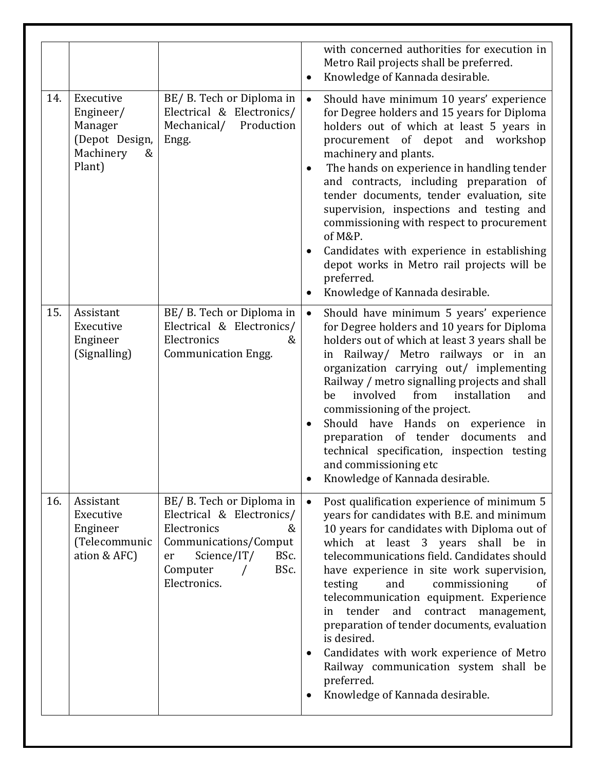| | | | |
|---|---|---|---|
| | | | • with concerned authorities for execution in Metro Rail projects shall be preferred.<br>• Knowledge of Kannada desirable. |
| 14. | Executive Engineer/ Manager (Depot Design, Machinery & Plant) | BE/ B. Tech or Diploma in Electrical & Electronics/ Mechanical/ Production Engg. | • Should have minimum 10 years' experience for Degree holders and 15 years for Diploma holders out of which at least 5 years in procurement of depot and workshop machinery and plants.<br>• The hands on experience in handling tender and contracts, including preparation of tender documents, tender evaluation, site supervision, inspections and testing and commissioning with respect to procurement of M&P.<br>• Candidates with experience in establishing depot works in Metro rail projects will be preferred.<br>• Knowledge of Kannada desirable. |
| 15. | Assistant Executive Engineer (Signalling) | BE/ B. Tech or Diploma in Electrical & Electronics/ Electronics & Communication Engg. | • Should have minimum 5 years' experience for Degree holders and 10 years for Diploma holders out of which at least 3 years shall be in Railway/ Metro railways or in an organization carrying out/ implementing Railway / metro signalling projects and shall be involved from installation and commissioning of the project.<br>• Should have Hands on experience in preparation of tender documents and technical specification, inspection testing and commissioning etc<br>• Knowledge of Kannada desirable. |
| 16. | Assistant Executive Engineer (Telecommunication & AFC) | BE/ B. Tech or Diploma in Electrical & Electronics/ Electronics & Communications/Computer Science/IT/ BSc. Computer / BSc. Electronics. | • Post qualification experience of minimum 5 years for candidates with B.E. and minimum 10 years for candidates with Diploma out of which at least 3 years shall be in telecommunications field. Candidates should have experience in site work supervision, testing and commissioning of telecommunication equipment. Experience in tender and contract management, preparation of tender documents, evaluation is desired.<br>• Candidates with work experience of Metro Railway communication system shall be preferred.<br>• Knowledge of Kannada desirable. |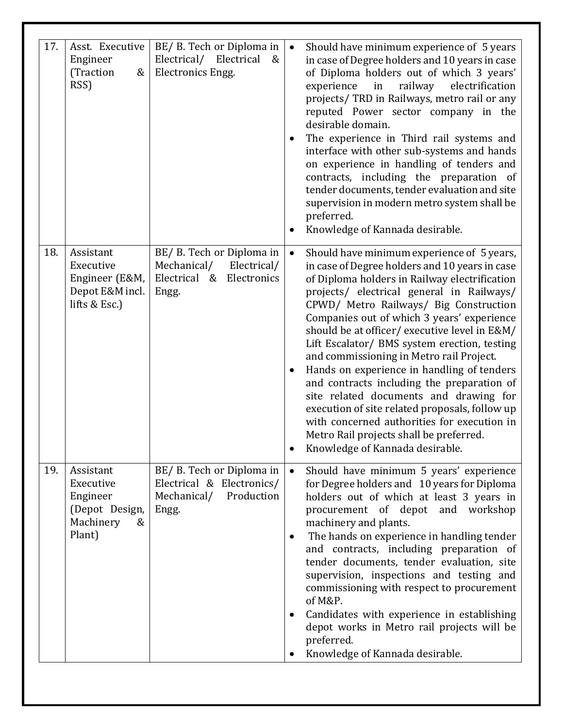| 17. | Asst. Executive Engineer (Traction & RSS) | BE/ B. Tech or Diploma in Electrical/ Electrical & Electronics Engg. | • Should have minimum experience of 5 years in case of Degree holders and 10 years in case of Diploma holders out of which 3 years' experience in railway electrification projects/ TRD in Railways, metro rail or any reputed Power sector company in the desirable domain.<br>• The experience in Third rail systems and interface with other sub-systems and hands on experience in handling of tenders and contracts, including the preparation of tender documents, tender evaluation and site supervision in modern metro system shall be preferred.<br>• Knowledge of Kannada desirable. |
|---|---|---|---|
| 18. | Assistant Executive Engineer (E&M, Depot E&M incl. lifts & Esc.) | BE/ B. Tech or Diploma in Mechanical/ Electrical/ Electrical & Electronics Engg. | • Should have minimum experience of 5 years, in case of Degree holders and 10 years in case of Diploma holders in Railway electrification projects/ electrical general in Railways/ CPWD/ Metro Railways/ Big Construction Companies out of which 3 years' experience should be at officer/ executive level in E&M/ Lift Escalator/ BMS system erection, testing and commissioning in Metro rail Project.<br>• Hands on experience in handling of tenders and contracts including the preparation of site related documents and drawing for execution of site related proposals, follow up with concerned authorities for execution in Metro Rail projects shall be preferred.<br>• Knowledge of Kannada desirable. |
| 19. | Assistant Executive Engineer (Depot Design, Machinery & Plant) | BE/ B. Tech or Diploma in Electrical & Electronics/ Mechanical/ Production Engg. | • Should have minimum 5 years' experience for Degree holders and 10 years for Diploma holders out of which at least 3 years in procurement of depot and workshop machinery and plants.<br>• The hands on experience in handling tender and contracts, including preparation of tender documents, tender evaluation, site supervision, inspections and testing and commissioning with respect to procurement of M&P.<br>• Candidates with experience in establishing depot works in Metro rail projects will be preferred.<br>• Knowledge of Kannada desirable. |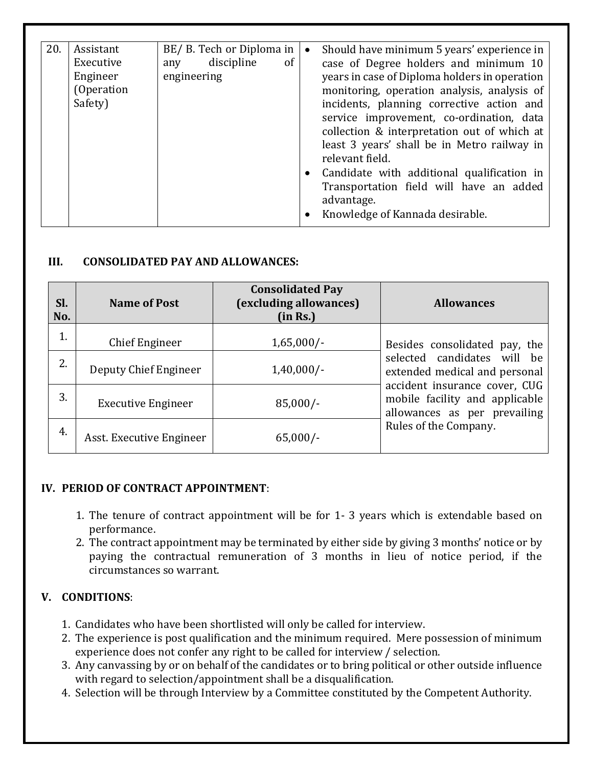| 20. | Assistant Executive Engineer (Operation Safety) | BE/ B. Tech or Diploma in any discipline of engineering | • Should have minimum 5 years' experience in case of Degree holders and minimum 10 years in case of Diploma holders in operation monitoring, operation analysis, analysis of incidents, planning corrective action and service improvement, co-ordination, data collection & interpretation out of which at least 3 years' shall be in Metro railway in relevant field.<br>• Candidate with additional qualification in Transportation field will have an added advantage.<br>• Knowledge of Kannada desirable. |
|---|---|---|---|

## III. CONSOLIDATED PAY AND ALLOWANCES:

| Sl. No. | Name of Post | Consolidated Pay (excluding allowances) (in Rs.) | Allowances |
|---|---|---|---|
| 1. | Chief Engineer | 1,65,000/- | Besides consolidated pay, the selected candidates will be extended medical and personal accident insurance cover, CUG mobile facility and applicable allowances as per prevailing Rules of the Company. |
| 2. | Deputy Chief Engineer | 1,40,000/- | |
| 3. | Executive Engineer | 85,000/- | |
| 4. | Asst. Executive Engineer | 65,000/- | |

## IV. PERIOD OF CONTRACT APPOINTMENT:

1. The tenure of contract appointment will be for 1- 3 years which is extendable based on performance.
2. The contract appointment may be terminated by either side by giving 3 months' notice or by paying the contractual remuneration of 3 months in lieu of notice period, if the circumstances so warrant.

## V. CONDITIONS:

1. Candidates who have been shortlisted will only be called for interview.
2. The experience is post qualification and the minimum required. Mere possession of minimum experience does not confer any right to be called for interview / selection.
3. Any canvassing by or on behalf of the candidates or to bring political or other outside influence with regard to selection/appointment shall be a disqualification.
4. Selection will be through Interview by a Committee constituted by the Competent Authority.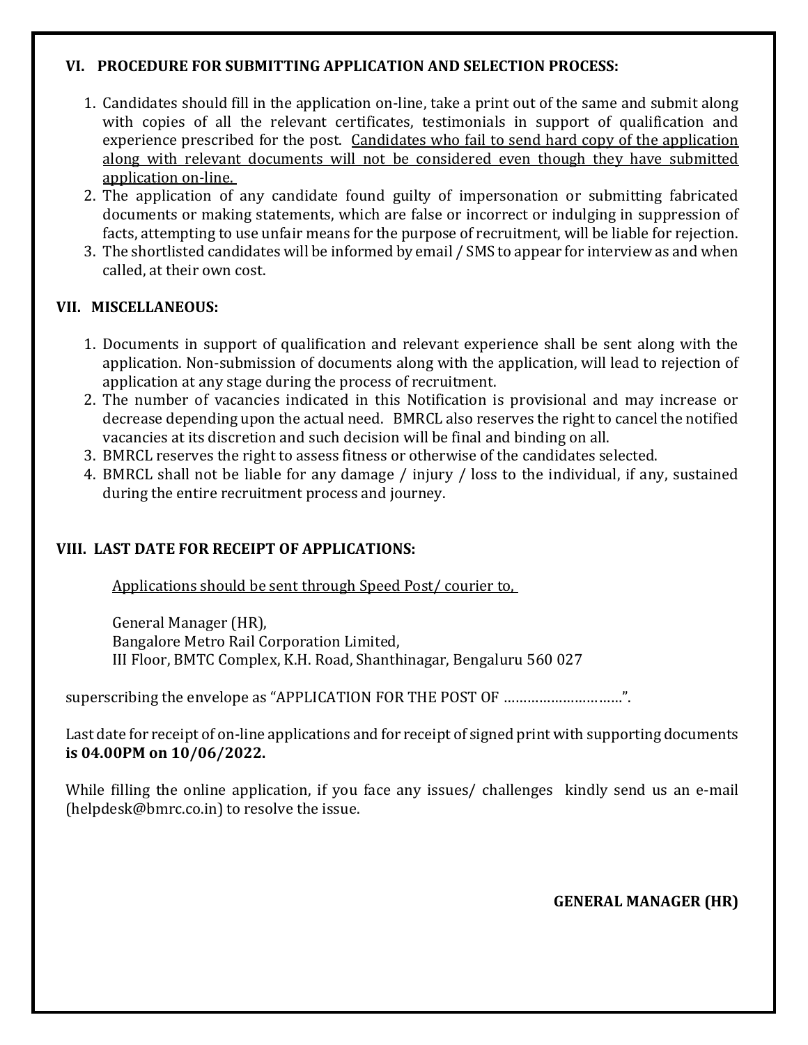## VI. PROCEDURE FOR SUBMITTING APPLICATION AND SELECTION PROCESS:

1. Candidates should fill in the application on-line, take a print out of the same and submit along with copies of all the relevant certificates, testimonials in support of qualification and experience prescribed for the post. <u>Candidates who fail to send hard copy of the application along with relevant documents will not be considered even though they have submitted application on-line.</u>
2. The application of any candidate found guilty of impersonation or submitting fabricated documents or making statements, which are false or incorrect or indulging in suppression of facts, attempting to use unfair means for the purpose of recruitment, will be liable for rejection.
3. The shortlisted candidates will be informed by email / SMS to appear for interview as and when called, at their own cost.

## VII. MISCELLANEOUS:

1. Documents in support of qualification and relevant experience shall be sent along with the application. Non-submission of documents along with the application, will lead to rejection of application at any stage during the process of recruitment.
2. The number of vacancies indicated in this Notification is provisional and may increase or decrease depending upon the actual need. BMRCL also reserves the right to cancel the notified vacancies at its discretion and such decision will be final and binding on all.
3. BMRCL reserves the right to assess fitness or otherwise of the candidates selected.
4. BMRCL shall not be liable for any damage / injury / loss to the individual, if any, sustained during the entire recruitment process and journey.

## VIII. LAST DATE FOR RECEIPT OF APPLICATIONS:

<u>Applications should be sent through Speed Post/ courier to,</u>

General Manager (HR),
Bangalore Metro Rail Corporation Limited,
III Floor, BMTC Complex, K.H. Road, Shanthinagar, Bengaluru 560 027

superscribing the envelope as "APPLICATION FOR THE POST OF ………………………..".

Last date for receipt of on-line applications and for receipt of signed print with supporting documents **is 04.00PM on 10/06/2022.**

While filling the online application, if you face any issues/ challenges kindly send us an e-mail (helpdesk@bmrc.co.in) to resolve the issue.

**GENERAL MANAGER (HR)**